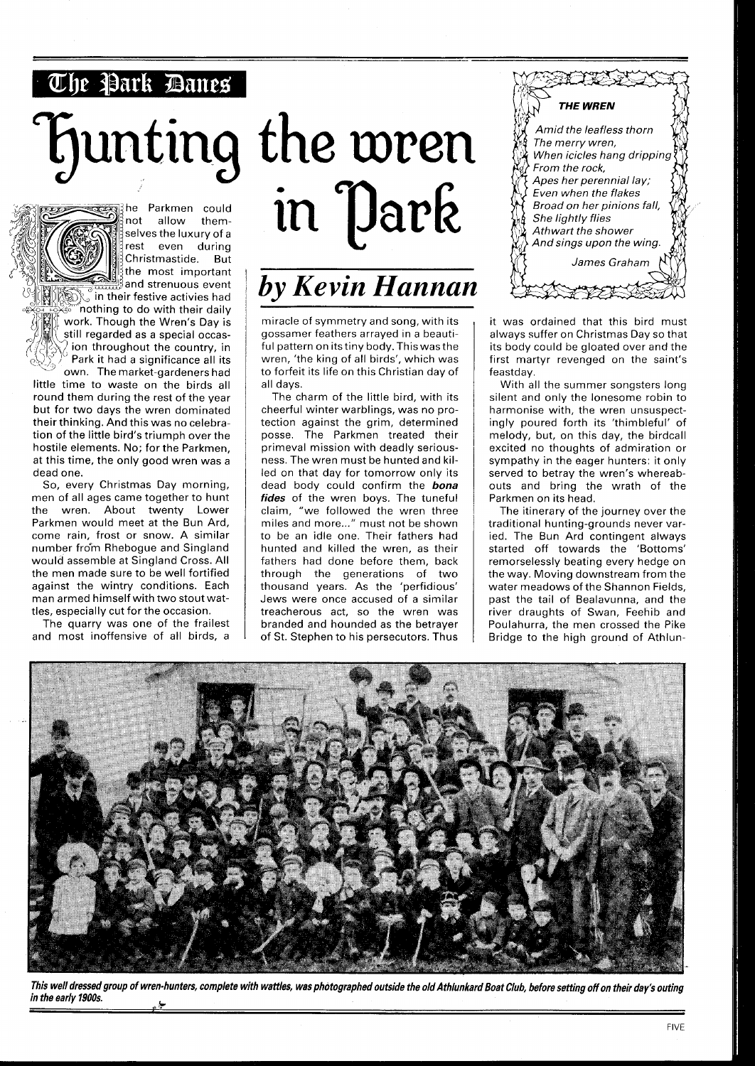## The Park Danes

# Hunting the wren in Park

### *by Kevin Hannan*

The Parkmen could not allow themselves the luxury of a rest even during Christmastide. But the most important and strenuous event in their festive activies had nothing to do with their daily work. Though the Wren's Day is still regarded as a special occasion throughout the country, in Park it had a significance all its own. The market-gardeners had little time to waste on the birds all round them during the rest of the year but for two days the wren dominated their thinking. And this was no celebration of the little bird's triumph over the hostile elements. No; for the Parkmen, at this time, the only good wren was a dead one.

So, every Christmas Day morning, men of all ages came together to hunt the wren. About twenty Lower Parkmen would meet at the Bun Ard, come rain, frost or snow. A similar number from Rhebogue and Singland would assemble at Singland Cross. All the men made sure to be well fortified against the wintry conditions. Each man armed himself with two stout wattles, especially cut for the occasion.

The quarry was one of the frailest and most inoffensive of all birds, a miracle of symmetry and song, with its gossamer feathers arrayed in a beautiful pattern on its tiny body. This was the wren, 'the king of all birds', which was to forfeit its life on this Christian day of all days.

The charm of the little bird, with its cheerful winter warblings, was no protection against the grim, determined posse. The Parkmen treated their primeval mission with deadly seriousness. The wren must be hunted and killed on that day for tomorrow only its dead body could confirm the ***bona fides*** of the wren boys. The tuneful claim, "we followed the wren three miles and more..." must not be shown to be an idle one. Their fathers had hunted and killed the wren, as their fathers had done before them, back through the generations of two thousand years. As the 'perfidious' Jews were once accused of a similar treacherous act, so the wren was branded and hounded as the betrayer of St. Stephen to his persecutors. Thus it was ordained that this bird must always suffer on Christmas Day so that its body could be gloated over and the first martyr revenged on the saint's feastday.

> **THE WREN**
>
> *Amid the leafless thorn*
> *The merry wren,*
> *When icicles hang dripping*
> *From the rock,*
> *Apes her perennial lay;*
> *Even when the flakes*
> *Broad on her pinions fall,*
> *She lightly flies*
> *Athwart the shower*
> *And sings upon the wing.*
>
> *James Graham*

With all the summer songsters long silent and only the lonesome robin to harmonise with, the wren unsuspectingly poured forth its 'thimbleful' of melody, but, on this day, the birdcall excited no thoughts of admiration or sympathy in the eager hunters: it only served to betray the wren's whereabouts and bring the wrath of the Parkmen on its head.

The itinerary of the journey over the traditional hunting-grounds never varied. The Bun Ard contingent always started off towards the 'Bottoms' remorselessly beating every hedge on the way. Moving downstream from the water meadows of the Shannon Fields, past the tail of Bealavunna, and the river draughts of Swan, Feehib and Poulahurra, the men crossed the Pike Bridge to the high ground of Athlun-

***This well dressed group of wren-hunters, complete with wattles, was photographed outside the old Athlunkard Boat Club, before setting off on their day's outing in the early 1900s.***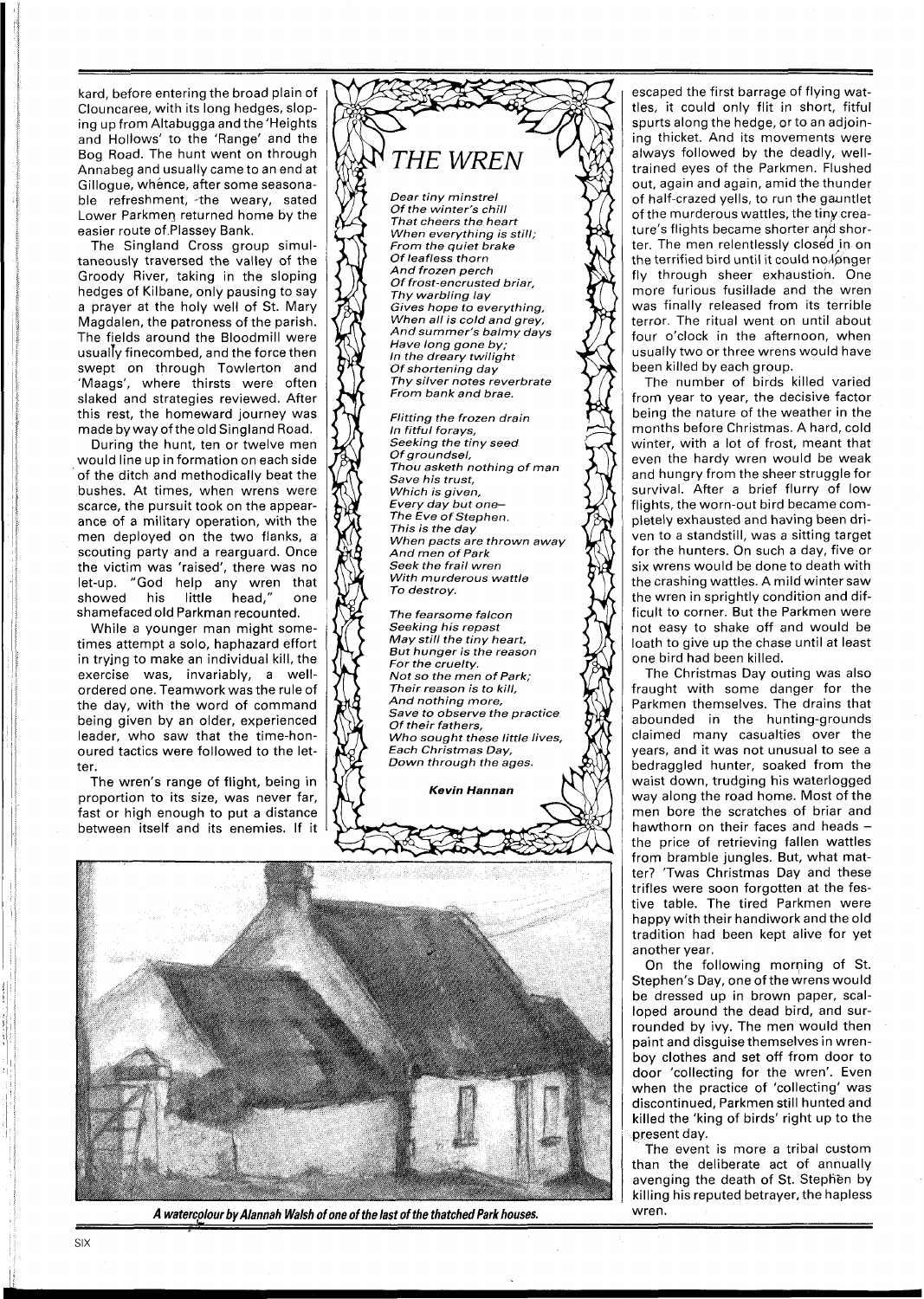kard, before entering the broad plain of Clouncaree, with its long hedges, sloping up from Altabugga and the 'Heights and Hollows' to the 'Range' and the Bog Road. The hunt went on through Annabeg and usually came to an end at Gillogue, whence, after some seasonable refreshment, the weary, sated Lower Parkmen returned home by the easier route of Plassey Bank.

The Singland Cross group simultaneously traversed the valley of the Groody River, taking in the sloping hedges of Kilbane, only pausing to say a prayer at the holy well of St. Mary Magdalen, the patroness of the parish. The fields around the Bloodmill were usually finecombed, and the force then swept on through Towlerton and 'Maags', where thirsts were often slaked and strategies reviewed. After this rest, the homeward journey was made by way of the old Singland Road.

During the hunt, ten or twelve men would line up in formation on each side of the ditch and methodically beat the bushes. At times, when wrens were scarce, the pursuit took on the appearance of a military operation, with the men deployed on the two flanks, a scouting party and a rearguard. Once the victim was 'raised', there was no let-up. "God help any wren that showed his little head," one shamefaced old Parkman recounted.

While a younger man might sometimes attempt a solo, haphazard effort in trying to make an individual kill, the exercise was, invariably, a well-ordered one. Teamwork was the rule of the day, with the word of command being given by an older, experienced leader, who saw that the time-honoured tactics were followed to the letter.

The wren's range of flight, being in proportion to its size, was never far, fast or high enough to put a distance between itself and its enemies. If it escaped the first barrage of flying wattles, it could only flit in short, fitful spurts along the hedge, or to an adjoining thicket. And its movements were always followed by the deadly, well-trained eyes of the Parkmen. Flushed out, again and again, amid the thunder of half-crazed yells, to run the gauntlet of the murderous wattles, the tiny creature's flights became shorter and shorter. The men relentlessly closed in on the terrified bird until it could no longer fly through sheer exhaustion. One more furious fusillade and the wren was finally released from its terrible terror. The ritual went on until about four o'clock in the afternoon, when usually two or three wrens would have been killed by each group.

The number of birds killed varied from year to year, the decisive factor being the nature of the weather in the months before Christmas. A hard, cold winter, with a lot of frost, meant that even the hardy wren would be weak and hungry from the sheer struggle for survival. After a brief flurry of low flights, the worn-out bird became completely exhausted and having been driven to a standstill, was a sitting target for the hunters. On such a day, five or six wrens would be done to death with the crashing wattles. A mild winter saw the wren in sprightly condition and difficult to corner. But the Parkmen were not easy to shake off and would be loath to give up the chase until at least one bird had been killed.

The Christmas Day outing was also fraught with some danger for the Parkmen themselves. The drains that abounded in the hunting-grounds claimed many casualties over the years, and it was not unusual to see a bedraggled hunter, soaked from the waist down, trudging his waterlogged way along the road home. Most of the men bore the scratches of briar and hawthorn on their faces and heads – the price of retrieving fallen wattles from bramble jungles. But, what matter? 'Twas Christmas Day and these trifles were soon forgotten at the festive table. The tired Parkmen were happy with their handiwork and the old tradition had been kept alive for yet another year.

On the following morning of St. Stephen's Day, one of the wrens would be dressed up in brown paper, scalloped around the dead bird, and surrounded by ivy. The men would then paint and disguise themselves in wren-boy clothes and set off from door to door 'collecting for the wren'. Even when the practice of 'collecting' was discontinued, Parkmen still hunted and killed the 'king of birds' right up to the present day.

The event is more a tribal custom than the deliberate act of annually avenging the death of St. Stephen by killing his reputed betrayer, the hapless wren.

## THE WREN

*Dear tiny minstrel*
*Of the winter's chill*
*That cheers the heart*
*When everything is still;*
*From the quiet brake*
*Of leafless thorn*
*And frozen perch*
*Of frost-encrusted briar,*
*Thy warbling lay*
*Gives hope to everything,*
*When all is cold and grey,*
*And summer's balmy days*
*Have long gone by;*
*In the dreary twilight*
*Of shortening day*
*Thy silver notes reverbrate*
*From bank and brae.*

*Flitting the frozen drain*
*In fitful forays,*
*Seeking the tiny seed*
*Of groundsel,*
*Thou asketh nothing of man*
*Save his trust,*
*Which is given,*
*Every day but one—*
*The Eve of Stephen.*
*This is the day*
*When pacts are thrown away*
*And men of Park*
*Seek the frail wren*
*With murderous wattle*
*To destroy.*

*The fearsome falcon*
*Seeking his repast*
*May still the tiny heart,*
*But hunger is the reason*
*For the cruelty.*
*Not so the men of Park;*
*Their reason is to kill,*
*And nothing more,*
*Save to observe the practice*
*Of their fathers,*
*Who sought these little lives,*
*Each Christmas Day,*
*Down through the ages.*

**Kevin Hannan**

**A watercolour by Alannah Walsh of one of the last of the thatched Park houses.**